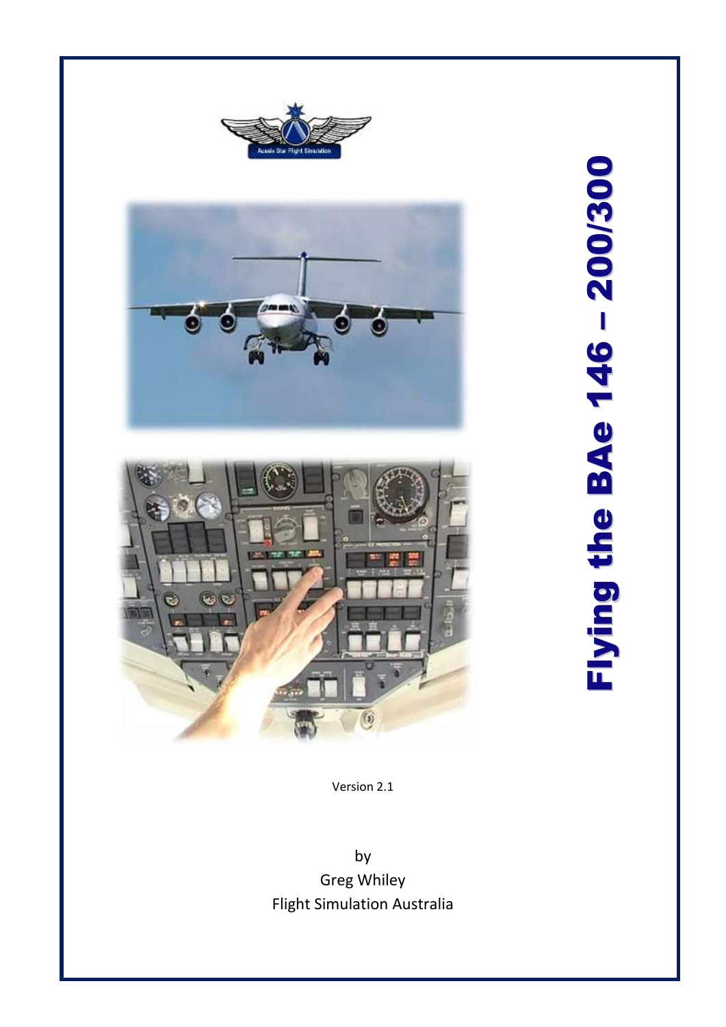# Flying the BAe 146 – 200/300

Version 2.1

by
Greg Whiley
Flight Simulation Australia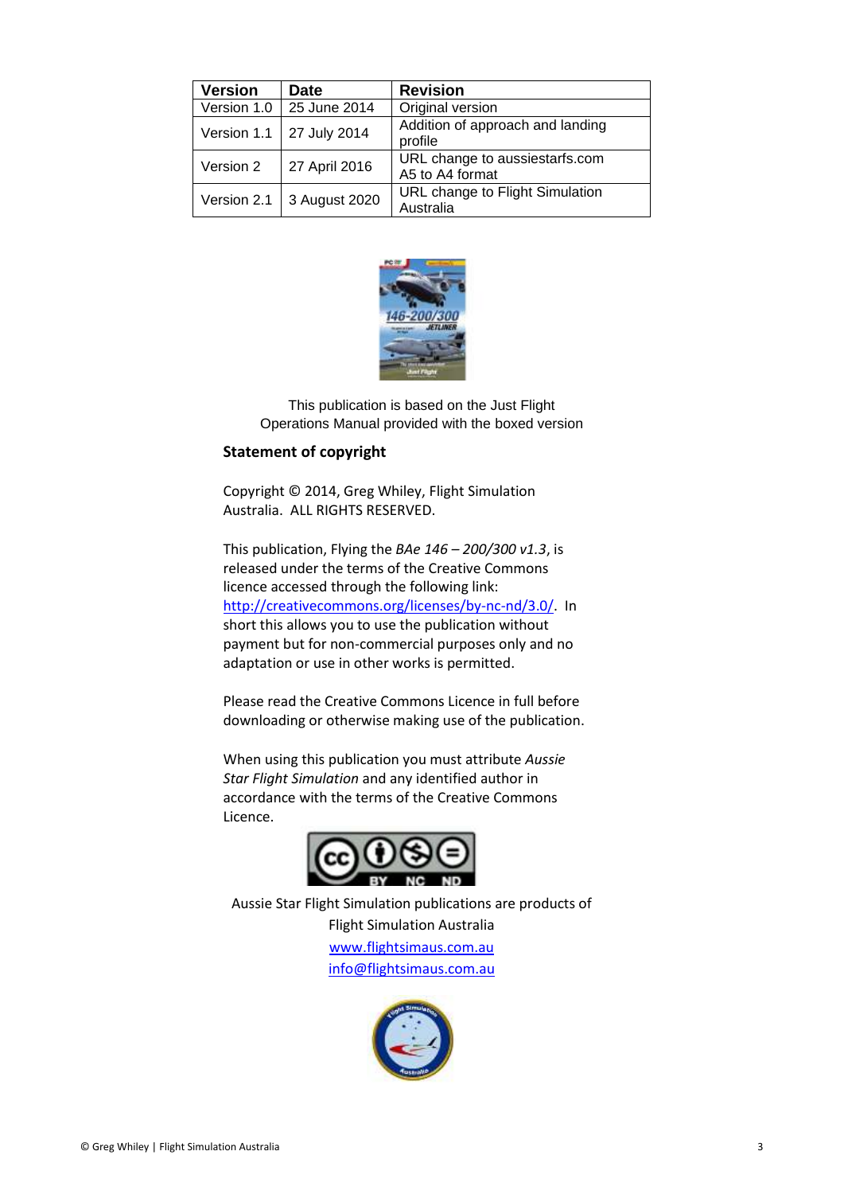| Version | Date | Revision |
|---|---|---|
| Version 1.0 | 25 June 2014 | Original version |
| Version 1.1 | 27 July 2014 | Addition of approach and landing profile |
| Version 2 | 27 April 2016 | URL change to aussiestarfs.com A5 to A4 format |
| Version 2.1 | 3 August 2020 | URL change to Flight Simulation Australia |

This publication is based on the Just Flight Operations Manual provided with the boxed version

**Statement of copyright**

Copyright © 2014, Greg Whiley, Flight Simulation Australia. ALL RIGHTS RESERVED.

This publication, Flying the *BAe 146 – 200/300 v1.3*, is released under the terms of the Creative Commons licence accessed through the following link: http://creativecommons.org/licenses/by-nc-nd/3.0/. In short this allows you to use the publication without payment but for non-commercial purposes only and no adaptation or use in other works is permitted.

Please read the Creative Commons Licence in full before downloading or otherwise making use of the publication.

When using this publication you must attribute *Aussie Star Flight Simulation* and any identified author in accordance with the terms of the Creative Commons Licence.

Aussie Star Flight Simulation publications are products of Flight Simulation Australia

www.flightsimaus.com.au

info@flightsimaus.com.au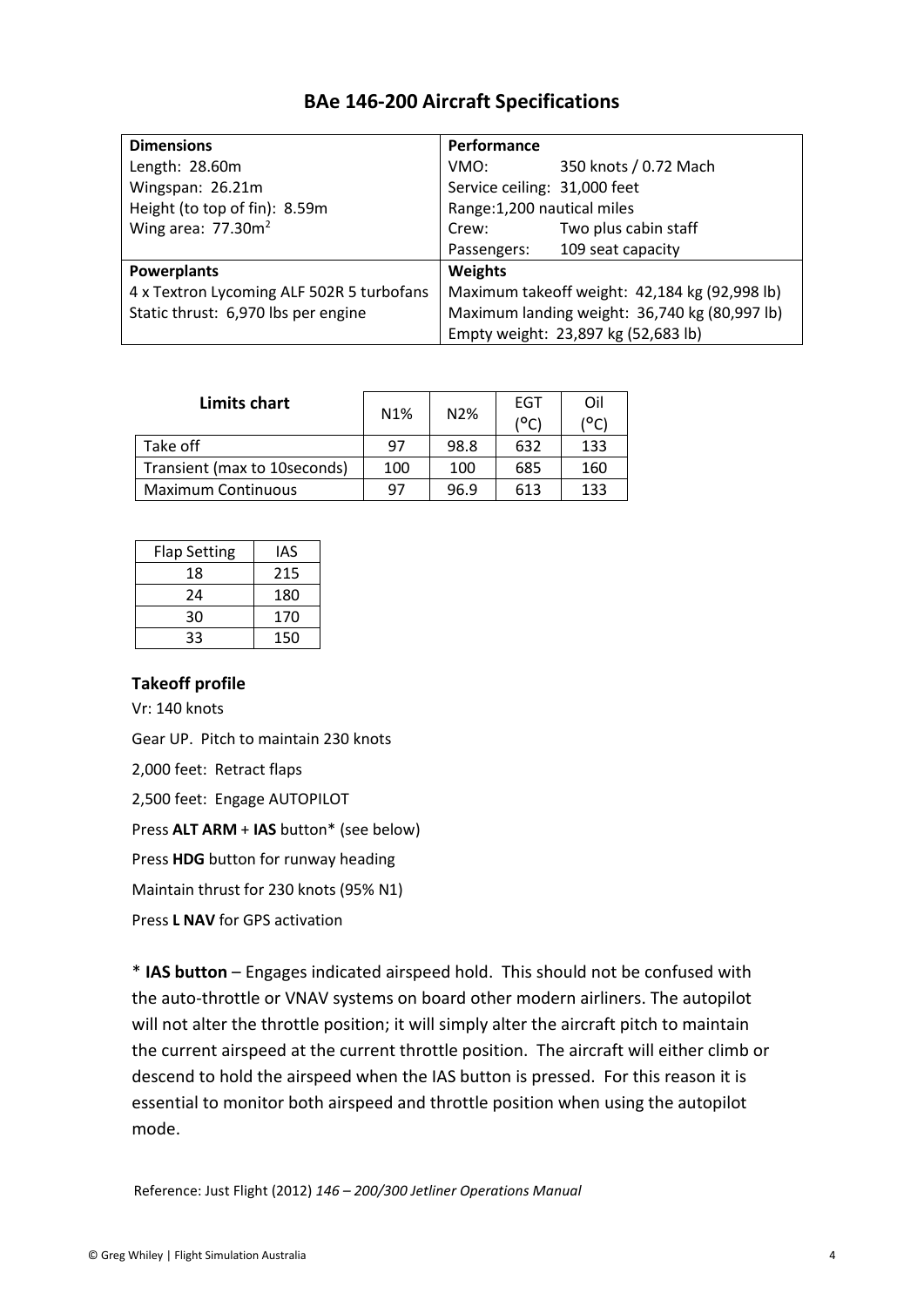# BAe 146-200 Aircraft Specifications

| **Dimensions** | **Performance** |
|---|---|
| Length: 28.60m | VMO: 350 knots / 0.72 Mach |
| Wingspan: 26.21m | Service ceiling: 31,000 feet |
| Height (to top of fin): 8.59m | Range:1,200 nautical miles |
| Wing area: 77.30m$^2$ | Crew: Two plus cabin staff |
| | Passengers: 109 seat capacity |
| **Powerplants** | **Weights** |
| 4 x Textron Lycoming ALF 502R 5 turbofans | Maximum takeoff weight: 42,184 kg (92,998 lb) |
| Static thrust: 6,970 lbs per engine | Maximum landing weight: 36,740 kg (80,997 lb) |
| | Empty weight: 23,897 kg (52,683 lb) |

| **Limits chart** | N1% | N2% | EGT (°C) | Oil (°C) |
|---|---|---|---|---|
| Take off | 97 | 98.8 | 632 | 133 |
| Transient (max to 10seconds) | 100 | 100 | 685 | 160 |
| Maximum Continuous | 97 | 96.9 | 613 | 133 |

| Flap Setting | IAS |
|---|---|
| 18 | 215 |
| 24 | 180 |
| 30 | 170 |
| 33 | 150 |

### Takeoff profile

Vr: 140 knots

Gear UP. Pitch to maintain 230 knots

2,000 feet: Retract flaps

2,500 feet: Engage AUTOPILOT

Press **ALT ARM** + **IAS** button* (see below)

Press **HDG** button for runway heading

Maintain thrust for 230 knots (95% N1)

Press **L NAV** for GPS activation

* **IAS button** – Engages indicated airspeed hold. This should not be confused with the auto-throttle or VNAV systems on board other modern airliners. The autopilot will not alter the throttle position; it will simply alter the aircraft pitch to maintain the current airspeed at the current throttle position. The aircraft will either climb or descend to hold the airspeed when the IAS button is pressed. For this reason it is essential to monitor both airspeed and throttle position when using the autopilot mode.

Reference: Just Flight (2012) *146 – 200/300 Jetliner Operations Manual*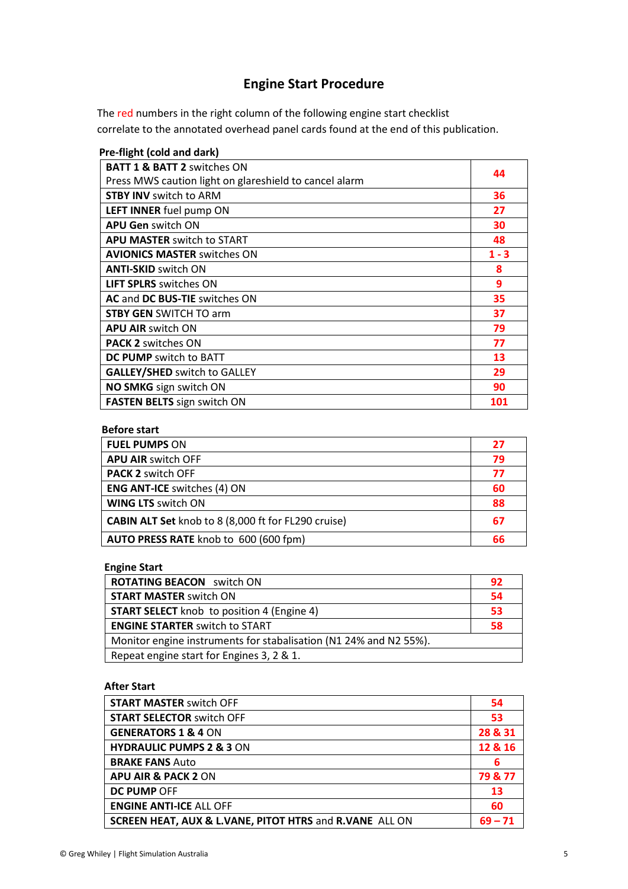# Engine Start Procedure

The red numbers in the right column of the following engine start checklist correlate to the annotated overhead panel cards found at the end of this publication.

**Pre-flight (cold and dark)**

| | |
|---|---|
| **BATT 1 & BATT 2** switches ON<br>Press MWS caution light on glareshield to cancel alarm | 44 |
| **STBY INV** switch to ARM | 36 |
| **LEFT INNER** fuel pump ON | 27 |
| **APU Gen** switch ON | 30 |
| **APU MASTER** switch to START | 48 |
| **AVIONICS MASTER** switches ON | 1 - 3 |
| **ANTI-SKID** switch ON | 8 |
| **LIFT SPLRS** switches ON | 9 |
| **AC** and **DC BUS-TIE** switches ON | 35 |
| **STBY GEN** SWITCH TO arm | 37 |
| **APU AIR** switch ON | 79 |
| **PACK 2** switches ON | 77 |
| **DC PUMP** switch to BATT | 13 |
| **GALLEY/SHED** switch to GALLEY | 29 |
| **NO SMKG** sign switch ON | 90 |
| **FASTEN BELTS** sign switch ON | 101 |

**Before start**

| | |
|---|---|
| **FUEL PUMPS** ON | 27 |
| **APU AIR** switch OFF | 79 |
| **PACK 2** switch OFF | 77 |
| **ENG ANT-ICE** switches (4) ON | 60 |
| **WING LTS** switch ON | 88 |
| **CABIN ALT Set** knob to 8 (8,000 ft for FL290 cruise) | 67 |
| **AUTO PRESS RATE** knob to 600 (600 fpm) | 66 |

**Engine Start**

| | |
|---|---|
| **ROTATING BEACON** switch ON | 92 |
| **START MASTER** switch ON | 54 |
| **START SELECT** knob to position 4 (Engine 4) | 53 |
| **ENGINE STARTER** switch to START | 58 |
| Monitor engine instruments for stabilisation (N1 24% and N2 55%). | |
| Repeat engine start for Engines 3, 2 & 1. | |

**After Start**

| | |
|---|---|
| **START MASTER** switch OFF | 54 |
| **START SELECTOR** switch OFF | 53 |
| **GENERATORS 1 & 4** ON | 28 & 31 |
| **HYDRAULIC PUMPS 2 & 3** ON | 12 & 16 |
| **BRAKE FANS** Auto | 6 |
| **APU AIR & PACK 2** ON | 79 & 77 |
| **DC PUMP** OFF | 13 |
| **ENGINE ANTI-ICE** ALL OFF | 60 |
| **SCREEN HEAT, AUX & L.VANE, PITOT HTRS** and **R.VANE** ALL ON | 69 – 71 |

© Greg Whiley | Flight Simulation Australia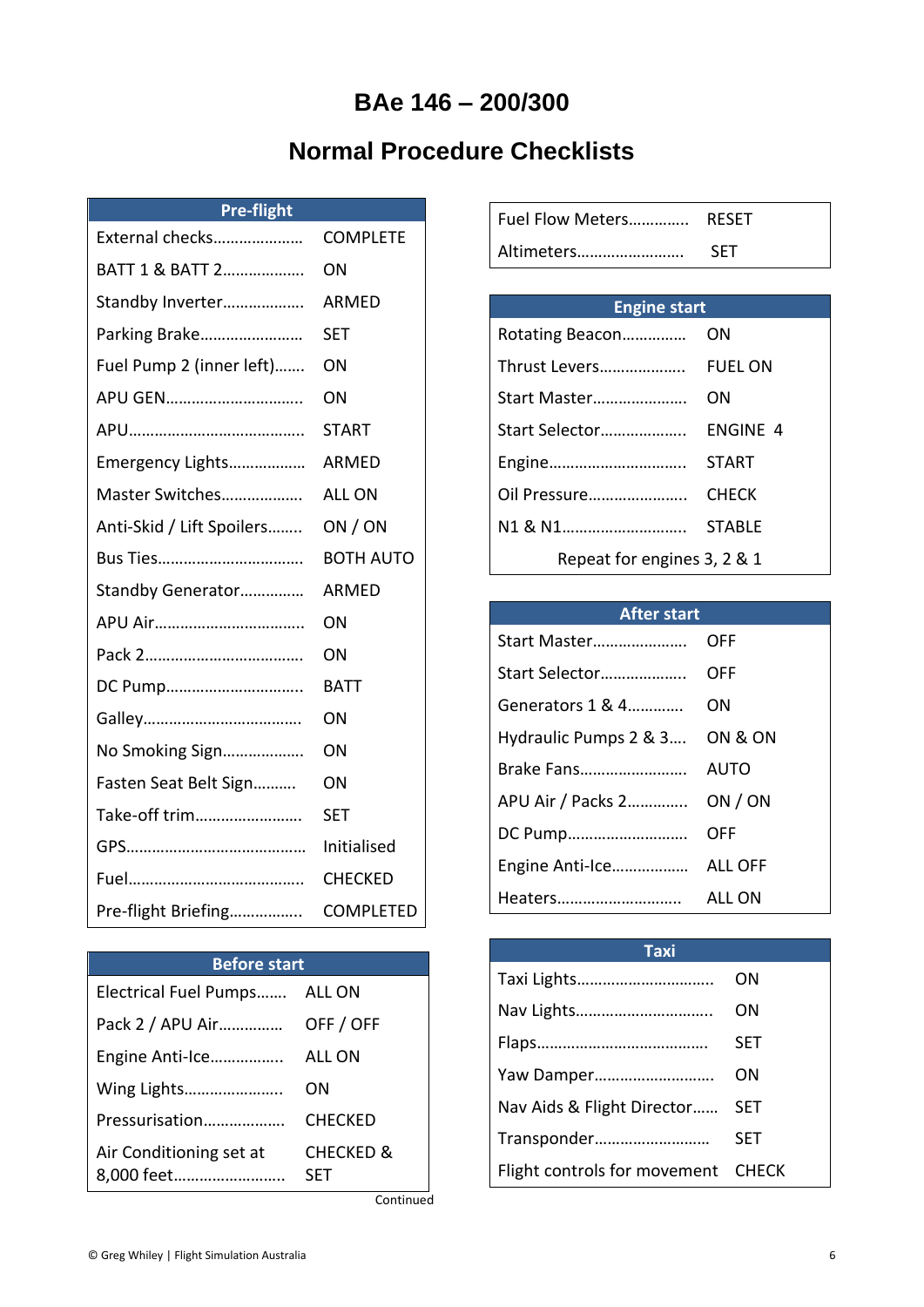# BAe 146 – 200/300

## Normal Procedure Checklists

| Pre-flight | |
|---|---|
| External checks………………… | COMPLETE |
| BATT 1 & BATT 2……………… | ON |
| Standby Inverter……………… | ARMED |
| Parking Brake…………………… | SET |
| Fuel Pump 2 (inner left)…… | ON |
| APU GEN…………………………… | ON |
| APU…………………………………… | START |
| Emergency Lights……………… | ARMED |
| Master Switches……………… | ALL ON |
| Anti-Skid / Lift Spoilers…….. | ON / ON |
| Bus Ties…………………………… | BOTH AUTO |
| Standby Generator………….. | ARMED |
| APU Air……………………………. | ON |
| Pack 2……………………………… | ON |
| DC Pump…………………………… | BATT |
| Galley……………………………… | ON |
| No Smoking Sign……………… | ON |
| Fasten Seat Belt Sign………. | ON |
| Take-off trim…………………… | SET |
| GPS…………………………………… | Initialised |
| Fuel…………………………………… | CHECKED |
| Pre-flight Briefing……………. | COMPLETED |

| Before start | |
|---|---|
| Electrical Fuel Pumps……. | ALL ON |
| Pack 2 / APU Air………….. | OFF / OFF |
| Engine Anti-Ice……………. | ALL ON |
| Wing Lights………………….. | ON |
| Pressurisation……………… | CHECKED |
| Air Conditioning set at 8,000 feet……………………. | CHECKED & SET |

Continued

| | |
|---|---|
| Fuel Flow Meters…………. | RESET |
| Altimeters……………………. | SET |

| Engine start | |
|---|---|
| Rotating Beacon…………… | ON |
| Thrust Levers………………. | FUEL ON |
| Start Master………………… | ON |
| Start Selector………………. | ENGINE 4 |
| Engine………………………….. | START |
| Oil Pressure…………………. | CHECK |
| N1 & N1………………………. | STABLE |
| Repeat for engines 3, 2 & 1 | |

| After start | |
|---|---|
| Start Master………………… | OFF |
| Start Selector………………. | OFF |
| Generators 1 & 4………… | ON |
| Hydraulic Pumps 2 & 3…. | ON & ON |
| Brake Fans…………………… | AUTO |
| APU Air / Packs 2…………. | ON / ON |
| DC Pump……………………… | OFF |
| Engine Anti-Ice……………… | ALL OFF |
| Heaters……………………….. | ALL ON |

| Taxi | |
|---|---|
| Taxi Lights………………………… | ON |
| Nav Lights………………………… | ON |
| Flaps………………………………… | SET |
| Yaw Damper……………………… | ON |
| Nav Aids & Flight Director…… | SET |
| Transponder……………………. | SET |
| Flight controls for movement | CHECK |

© Greg Whiley | Flight Simulation Australia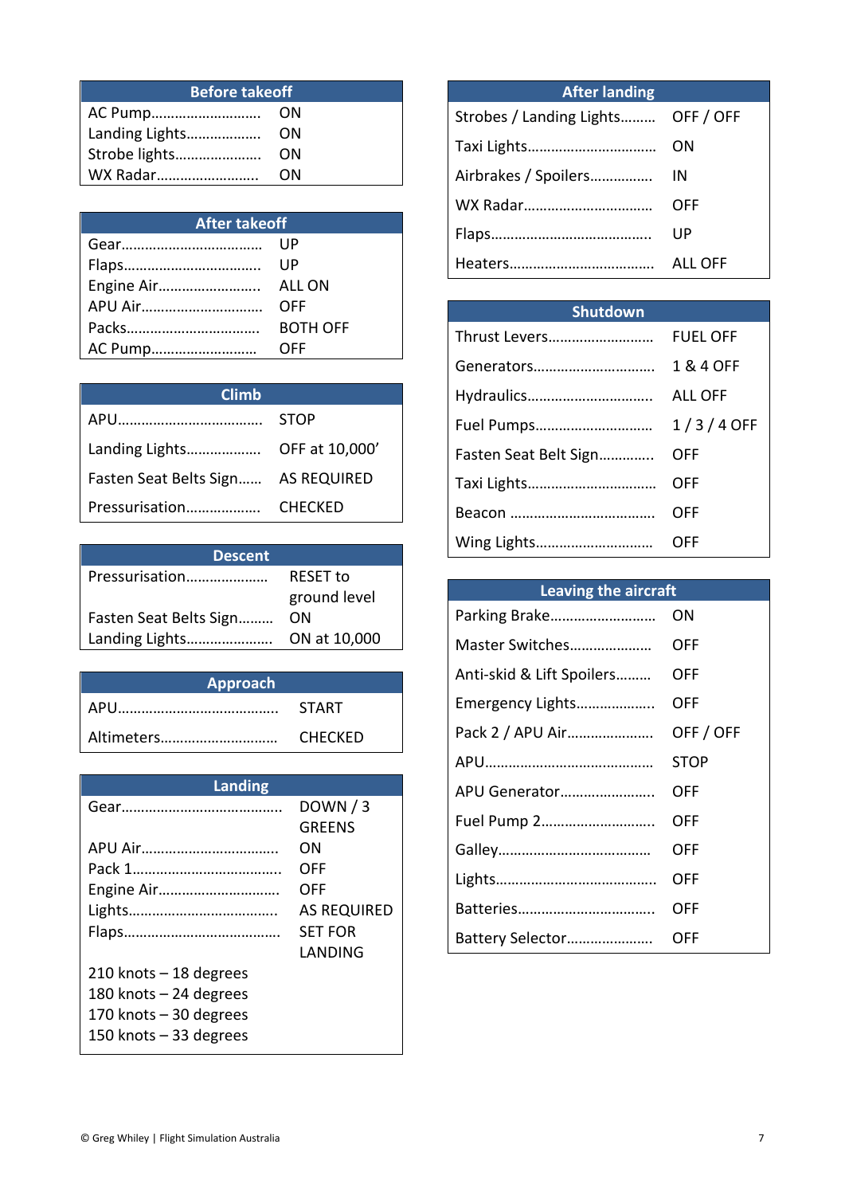| Before takeoff | |
|---|---|
| AC Pump………………………… | ON |
| Landing Lights………………… | ON |
| Strobe lights………………… | ON |
| WX Radar…………………… | ON |

| After takeoff | |
|---|---|
| Gear……………………………… | UP |
| Flaps……………………………… | UP |
| Engine Air…………………… | ALL ON |
| APU Air………………………… | OFF |
| Packs…………………………… | BOTH OFF |
| AC Pump……………………… | OFF |

| Climb | |
|---|---|
| APU……………………………… | STOP |
| Landing Lights………………… | OFF at 10,000’ |
| Fasten Seat Belts Sign…… | AS REQUIRED |
| Pressurisation……………… | CHECKED |

| Descent | |
|---|---|
| Pressurisation………………… | RESET to ground level |
| Fasten Seat Belts Sign……… | ON |
| Landing Lights………………… | ON at 10,000 |

| Approach | |
|---|---|
| APU………………………………… | START |
| Altimeters……………………… | CHECKED |

| Landing | |
|---|---|
| Gear………………………………… | DOWN / 3 GREENS |
| APU Air…………………………… | ON |
| Pack 1……………………………… | OFF |
| Engine Air……………………… | OFF |
| Lights……………………………… | AS REQUIRED |
| Flaps……………………………… | SET FOR LANDING |

210 knots – 18 degrees
180 knots – 24 degrees
170 knots – 30 degrees
150 knots – 33 degrees

| After landing | |
|---|---|
| Strobes / Landing Lights……… | OFF / OFF |
| Taxi Lights…………………………… | ON |
| Airbrakes / Spoilers……………… | IN |
| WX Radar…………………………… | OFF |
| Flaps………………………………… | UP |
| Heaters……………………………… | ALL OFF |

| Shutdown | |
|---|---|
| Thrust Levers……………………… | FUEL OFF |
| Generators………………………… | 1 & 4 OFF |
| Hydraulics………………………… | ALL OFF |
| Fuel Pumps………………………… | 1 / 3 / 4 OFF |
| Fasten Seat Belt Sign…………. | OFF |
| Taxi Lights………………………… | OFF |
| Beacon …………………………… | OFF |
| Wing Lights……………………… | OFF |

| Leaving the aircraft | |
|---|---|
| Parking Brake……………………… | ON |
| Master Switches………………… | OFF |
| Anti-skid & Lift Spoilers……… | OFF |
| Emergency Lights………………… | OFF |
| Pack 2 / APU Air………………… | OFF / OFF |
| APU…………………………………… | STOP |
| APU Generator…………………… | OFF |
| Fuel Pump 2……………………… | OFF |
| Galley……………………………… | OFF |
| Lights……………………………… | OFF |
| Batteries………………………… | OFF |
| Battery Selector………………… | OFF |

© Greg Whiley | Flight Simulation Australia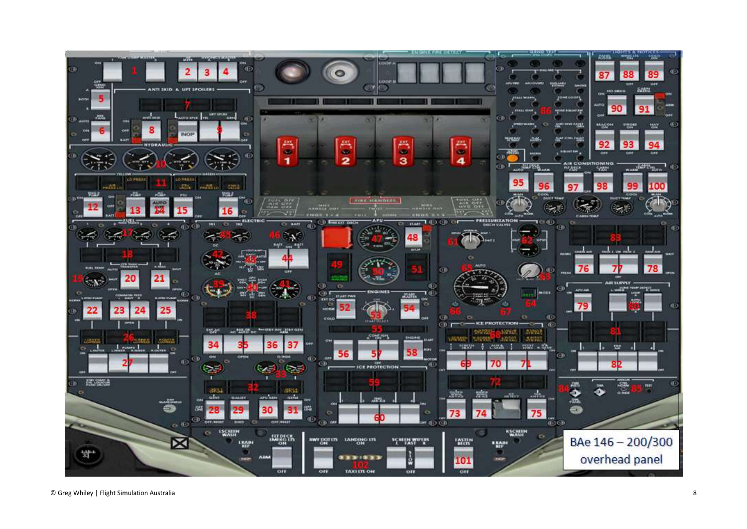BAe 146 – 200/300 overhead panel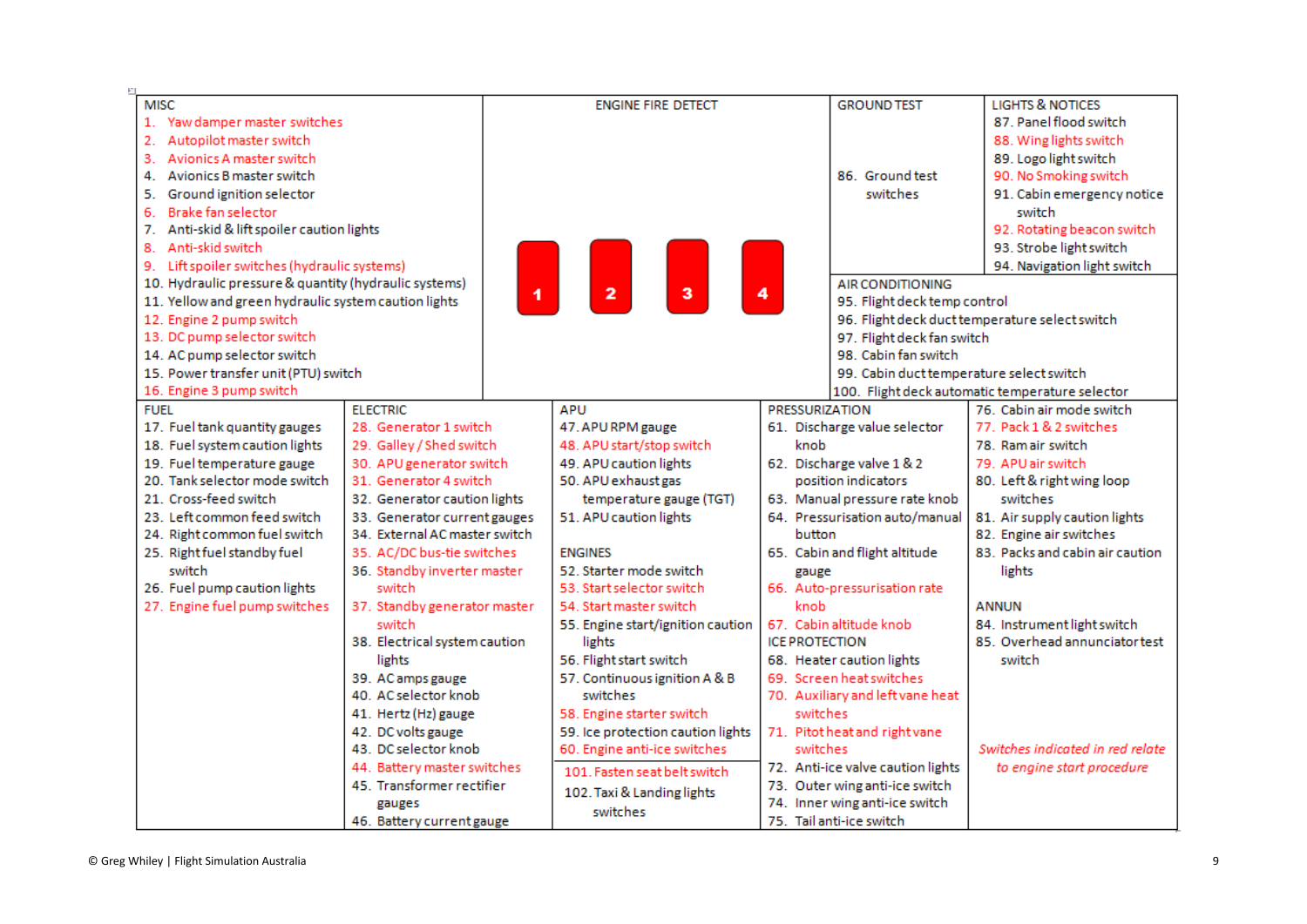### MISC

1. Yaw damper master switches
2. Autopilot master switch
3. Avionics A master switch
4. Avionics B master switch
5. Ground ignition selector
6. Brake fan selector
7. Anti-skid & lift spoiler caution lights
8. Anti-skid switch
9. Lift spoiler switches (hydraulic systems)
10. Hydraulic pressure & quantity (hydraulic systems)
11. Yellow and green hydraulic system caution lights
12. Engine 2 pump switch
13. DC pump selector switch
14. AC pump selector switch
15. Power transfer unit (PTU) switch
16. Engine 3 pump switch

### ENGINE FIRE DETECT

1 2 3 4

### GROUND TEST

86. Ground test switches

### LIGHTS & NOTICES

87. Panel flood switch
88. Wing lights switch
89. Logo light switch
90. No Smoking switch
91. Cabin emergency notice switch
92. Rotating beacon switch
93. Strobe light switch
94. Navigation light switch

### AIR CONDITIONING

95. Flight deck temp control
96. Flight deck duct temperature select switch
97. Flight deck fan switch
98. Cabin fan switch
99. Cabin duct temperature select switch
100. Flight deck automatic temperature selector

### FUEL

17. Fuel tank quantity gauges
18. Fuel system caution lights
19. Fuel temperature gauge
20. Tank selector mode switch
21. Cross-feed switch
23. Left common feed switch
24. Right common fuel switch
25. Right fuel standby fuel switch
26. Fuel pump caution lights
27. Engine fuel pump switches

### ELECTRIC

28. Generator 1 switch
29. Galley / Shed switch
30. APU generator switch
31. Generator 4 switch
32. Generator caution lights
33. Generator current gauges
34. External AC master switch
35. AC/DC bus-tie switches
36. Standby inverter master switch
37. Standby generator master switch
38. Electrical system caution lights
39. AC amps gauge
40. AC selector knob
41. Hertz (Hz) gauge
42. DC volts gauge
43. DC selector knob
44. Battery master switches
45. Transformer rectifier gauges
46. Battery current gauge

### APU

47. APU RPM gauge
48. APU start/stop switch
49. APU caution lights
50. APU exhaust gas temperature gauge (TGT)
51. APU caution lights

### ENGINES

52. Starter mode switch
53. Start selector switch
54. Start master switch
55. Engine start/ignition caution lights
56. Flight start switch
57. Continuous ignition A & B switches
58. Engine starter switch
59. Ice protection caution lights
60. Engine anti-ice switches

101. Fasten seat belt switch
102. Taxi & Landing lights switches

### PRESSURIZATION

61. Discharge value selector knob
62. Discharge valve 1 & 2 position indicators
63. Manual pressure rate knob
64. Pressurisation auto/manual button
65. Cabin and flight altitude gauge
66. Auto-pressurisation rate knob
67. Cabin altitude knob

### ICE PROTECTION

68. Heater caution lights
69. Screen heat switches
70. Auxiliary and left vane heat switches
71. Pitot heat and right vane switches
72. Anti-ice valve caution lights
73. Outer wing anti-ice switch
74. Inner wing anti-ice switch
75. Tail anti-ice switch

### (Air supply)

76. Cabin air mode switch
77. Pack 1 & 2 switches
78. Ram air switch
79. APU air switch
80. Left & right wing loop switches
81. Air supply caution lights
82. Engine air switches
83. Packs and cabin air caution lights

### ANNUN

84. Instrument light switch
85. Overhead annunciator test switch

*Switches indicated in red relate to engine start procedure*

(Red items: 1, 2, 3, 6, 8, 9, 12, 13, 16, 27, 28, 29, 30, 31, 35, 36, 37, 44, 48, 53, 54, 58, 60, 66, 67, 69, 70, 71, 77, 79, 88, 90, 92, 101)

© Greg Whiley | Flight Simulation Australia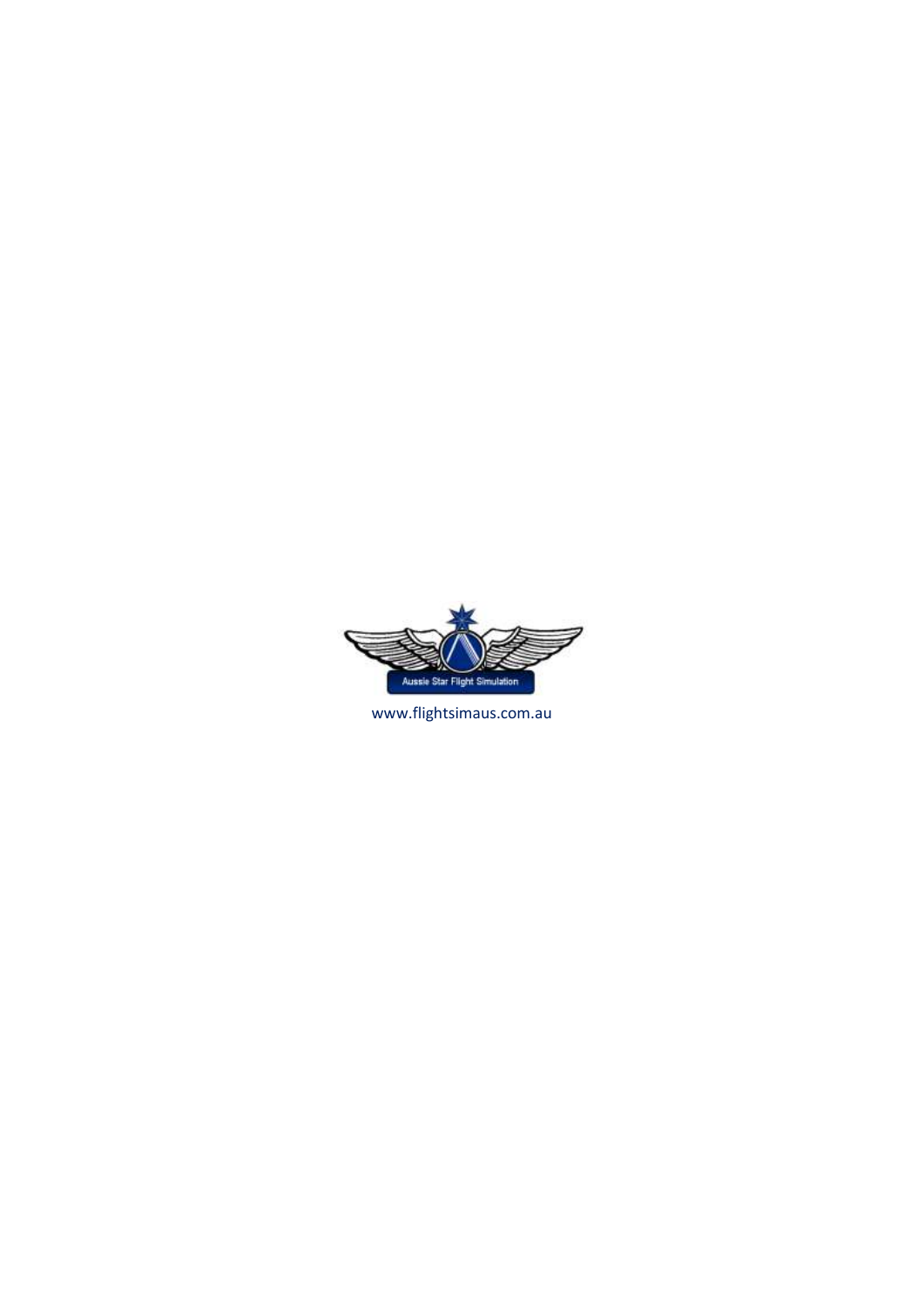Aussie Star Flight Simulation

www.flightsimaus.com.au